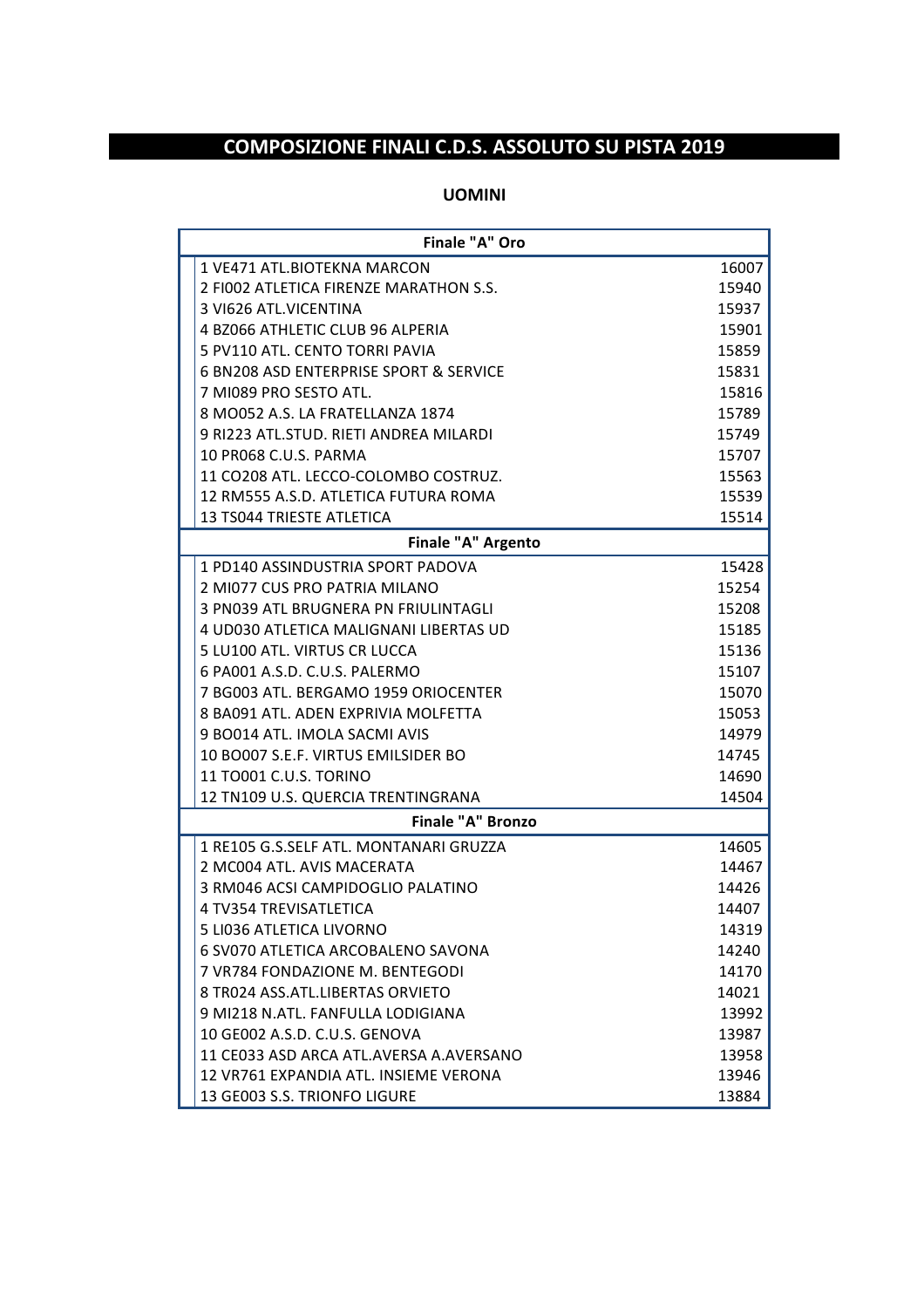# COMPOSIZIONE FINALI C.D.S. ASSOLUTO SU PISTA 2019

## UOMINI

| Finale "A" Oro | |
|---|---|
| 1 VE471 ATL.BIOTEKNA MARCON | 16007 |
| 2 FI002 ATLETICA FIRENZE MARATHON S.S. | 15940 |
| 3 VI626 ATL.VICENTINA | 15937 |
| 4 BZ066 ATHLETIC CLUB 96 ALPERIA | 15901 |
| 5 PV110 ATL. CENTO TORRI PAVIA | 15859 |
| 6 BN208 ASD ENTERPRISE SPORT & SERVICE | 15831 |
| 7 MI089 PRO SESTO ATL. | 15816 |
| 8 MO052 A.S. LA FRATELLANZA 1874 | 15789 |
| 9 RI223 ATL.STUD. RIETI ANDREA MILARDI | 15749 |
| 10 PR068 C.U.S. PARMA | 15707 |
| 11 CO208 ATL. LECCO-COLOMBO COSTRUZ. | 15563 |
| 12 RM555 A.S.D. ATLETICA FUTURA ROMA | 15539 |
| 13 TS044 TRIESTE ATLETICA | 15514 |
| **Finale "A" Argento** | |
| 1 PD140 ASSINDUSTRIA SPORT PADOVA | 15428 |
| 2 MI077 CUS PRO PATRIA MILANO | 15254 |
| 3 PN039 ATL BRUGNERA PN FRIULINTAGLI | 15208 |
| 4 UD030 ATLETICA MALIGNANI LIBERTAS UD | 15185 |
| 5 LU100 ATL. VIRTUS CR LUCCA | 15136 |
| 6 PA001 A.S.D. C.U.S. PALERMO | 15107 |
| 7 BG003 ATL. BERGAMO 1959 ORIOCENTER | 15070 |
| 8 BA091 ATL. ADEN EXPRIVIA MOLFETTA | 15053 |
| 9 BO014 ATL. IMOLA SACMI AVIS | 14979 |
| 10 BO007 S.E.F. VIRTUS EMILSIDER BO | 14745 |
| 11 TO001 C.U.S. TORINO | 14690 |
| 12 TN109 U.S. QUERCIA TRENTINGRANA | 14504 |
| **Finale "A" Bronzo** | |
| 1 RE105 G.S.SELF ATL. MONTANARI GRUZZA | 14605 |
| 2 MC004 ATL. AVIS MACERATA | 14467 |
| 3 RM046 ACSI CAMPIDOGLIO PALATINO | 14426 |
| 4 TV354 TREVISATLETICA | 14407 |
| 5 LI036 ATLETICA LIVORNO | 14319 |
| 6 SV070 ATLETICA ARCOBALENO SAVONA | 14240 |
| 7 VR784 FONDAZIONE M. BENTEGODI | 14170 |
| 8 TR024 ASS.ATL.LIBERTAS ORVIETO | 14021 |
| 9 MI218 N.ATL. FANFULLA LODIGIANA | 13992 |
| 10 GE002 A.S.D. C.U.S. GENOVA | 13987 |
| 11 CE033 ASD ARCA ATL.AVERSA A.AVERSANO | 13958 |
| 12 VR761 EXPANDIA ATL. INSIEME VERONA | 13946 |
| 13 GE003 S.S. TRIONFO LIGURE | 13884 |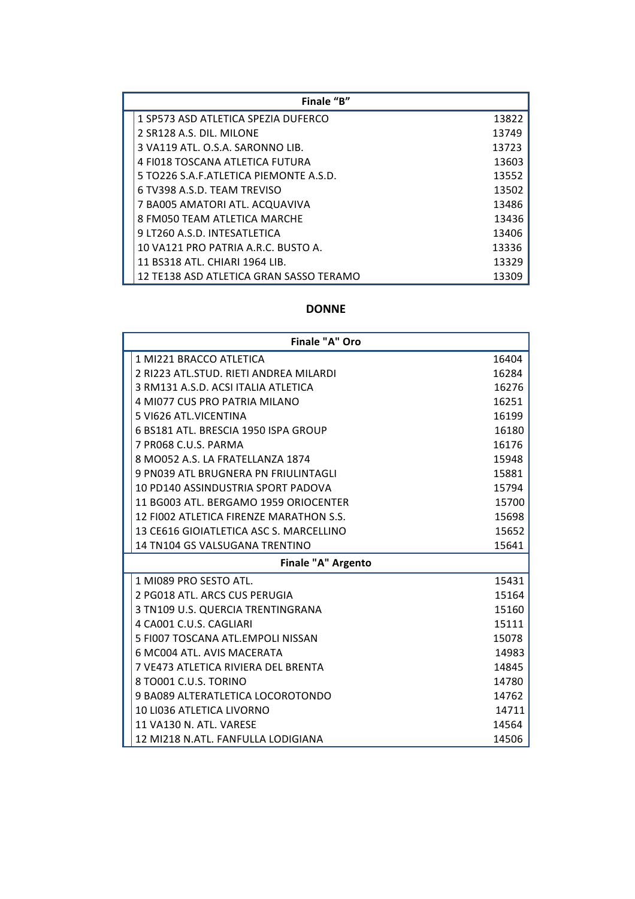| Finale "B" | |
|---|---|
| 1 SP573 ASD ATLETICA SPEZIA DUFERCO | 13822 |
| 2 SR128 A.S. DIL. MILONE | 13749 |
| 3 VA119 ATL. O.S.A. SARONNO LIB. | 13723 |
| 4 FI018 TOSCANA ATLETICA FUTURA | 13603 |
| 5 TO226 S.A.F.ATLETICA PIEMONTE A.S.D. | 13552 |
| 6 TV398 A.S.D. TEAM TREVISO | 13502 |
| 7 BA005 AMATORI ATL. ACQUAVIVA | 13486 |
| 8 FM050 TEAM ATLETICA MARCHE | 13436 |
| 9 LT260 A.S.D. INTESATLETICA | 13406 |
| 10 VA121 PRO PATRIA A.R.C. BUSTO A. | 13336 |
| 11 BS318 ATL. CHIARI 1964 LIB. | 13329 |
| 12 TE138 ASD ATLETICA GRAN SASSO TERAMO | 13309 |

## DONNE

| Finale "A" Oro | |
|---|---|
| 1 MI221 BRACCO ATLETICA | 16404 |
| 2 RI223 ATL.STUD. RIETI ANDREA MILARDI | 16284 |
| 3 RM131 A.S.D. ACSI ITALIA ATLETICA | 16276 |
| 4 MI077 CUS PRO PATRIA MILANO | 16251 |
| 5 VI626 ATL.VICENTINA | 16199 |
| 6 BS181 ATL. BRESCIA 1950 ISPA GROUP | 16180 |
| 7 PR068 C.U.S. PARMA | 16176 |
| 8 MO052 A.S. LA FRATELLANZA 1874 | 15948 |
| 9 PN039 ATL BRUGNERA PN FRIULINTAGLI | 15881 |
| 10 PD140 ASSINDUSTRIA SPORT PADOVA | 15794 |
| 11 BG003 ATL. BERGAMO 1959 ORIOCENTER | 15700 |
| 12 FI002 ATLETICA FIRENZE MARATHON S.S. | 15698 |
| 13 CE616 GIOIATLETICA ASC S. MARCELLINO | 15652 |
| 14 TN104 GS VALSUGANA TRENTINO | 15641 |
| **Finale "A" Argento** | |
| 1 MI089 PRO SESTO ATL. | 15431 |
| 2 PG018 ATL. ARCS CUS PERUGIA | 15164 |
| 3 TN109 U.S. QUERCIA TRENTINGRANA | 15160 |
| 4 CA001 C.U.S. CAGLIARI | 15111 |
| 5 FI007 TOSCANA ATL.EMPOLI NISSAN | 15078 |
| 6 MC004 ATL. AVIS MACERATA | 14983 |
| 7 VE473 ATLETICA RIVIERA DEL BRENTA | 14845 |
| 8 TO001 C.U.S. TORINO | 14780 |
| 9 BA089 ALTERATLETICA LOCOROTONDO | 14762 |
| 10 LI036 ATLETICA LIVORNO | 14711 |
| 11 VA130 N. ATL. VARESE | 14564 |
| 12 MI218 N.ATL. FANFULLA LODIGIANA | 14506 |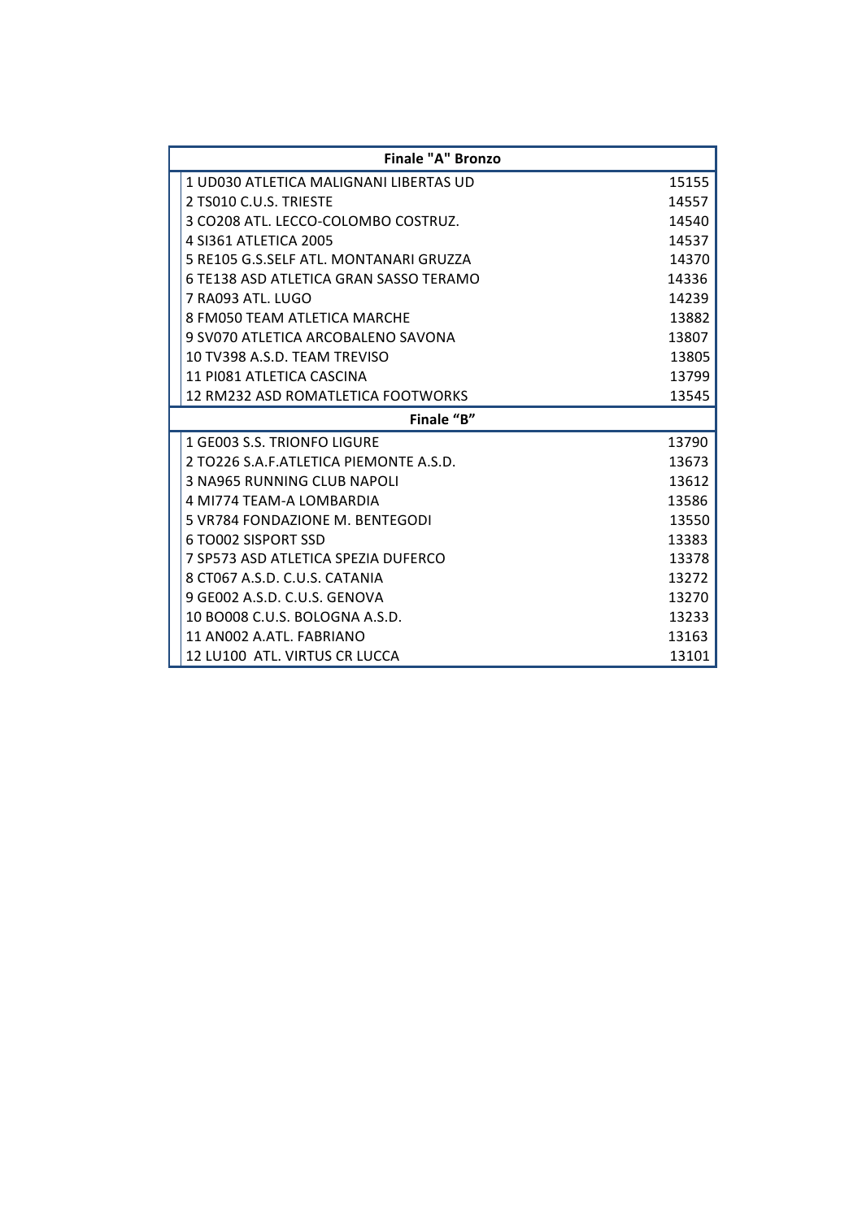| Finale "A" Bronzo | |
| --- | --- |
| 1 UD030 ATLETICA MALIGNANI LIBERTAS UD | 15155 |
| 2 TS010 C.U.S. TRIESTE | 14557 |
| 3 CO208 ATL. LECCO-COLOMBO COSTRUZ. | 14540 |
| 4 SI361 ATLETICA 2005 | 14537 |
| 5 RE105 G.S.SELF ATL. MONTANARI GRUZZA | 14370 |
| 6 TE138 ASD ATLETICA GRAN SASSO TERAMO | 14336 |
| 7 RA093 ATL. LUGO | 14239 |
| 8 FM050 TEAM ATLETICA MARCHE | 13882 |
| 9 SV070 ATLETICA ARCOBALENO SAVONA | 13807 |
| 10 TV398 A.S.D. TEAM TREVISO | 13805 |
| 11 PI081 ATLETICA CASCINA | 13799 |
| 12 RM232 ASD ROMATLETICA FOOTWORKS | 13545 |
| **Finale “B”** | |
| 1 GE003 S.S. TRIONFO LIGURE | 13790 |
| 2 TO226 S.A.F.ATLETICA PIEMONTE A.S.D. | 13673 |
| 3 NA965 RUNNING CLUB NAPOLI | 13612 |
| 4 MI774 TEAM-A LOMBARDIA | 13586 |
| 5 VR784 FONDAZIONE M. BENTEGODI | 13550 |
| 6 TO002 SISPORT SSD | 13383 |
| 7 SP573 ASD ATLETICA SPEZIA DUFERCO | 13378 |
| 8 CT067 A.S.D. C.U.S. CATANIA | 13272 |
| 9 GE002 A.S.D. C.U.S. GENOVA | 13270 |
| 10 BO008 C.U.S. BOLOGNA A.S.D. | 13233 |
| 11 AN002 A.ATL. FABRIANO | 13163 |
| 12 LU100 ATL. VIRTUS CR LUCCA | 13101 |